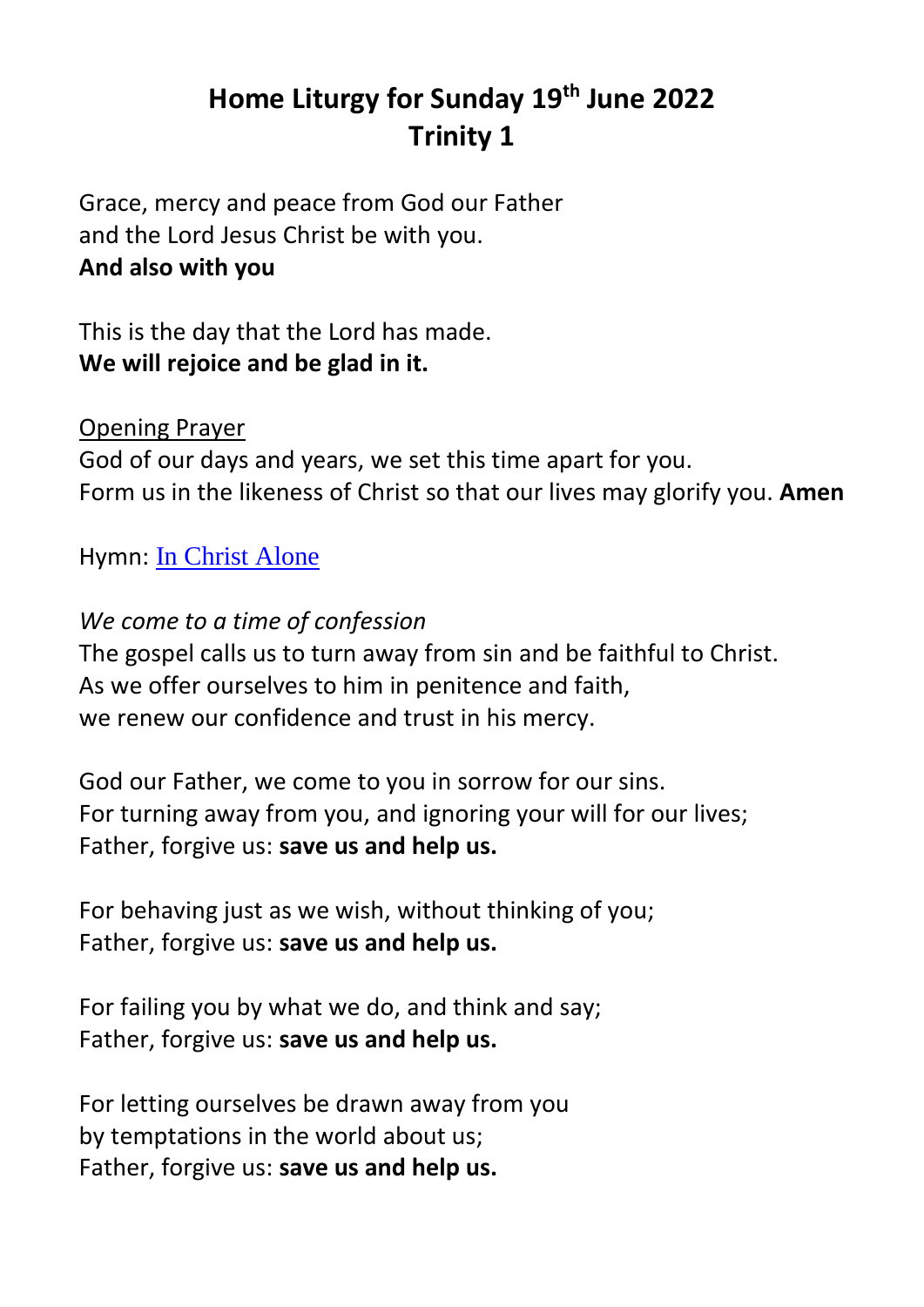# Home Liturgy for Sunday 19th June 2022
# Trinity 1

Grace, mercy and peace from God our Father
and the Lord Jesus Christ be with you.
**And also with you**

This is the day that the Lord has made.
**We will rejoice and be glad in it.**

Opening Prayer
God of our days and years, we set this time apart for you.
Form us in the likeness of Christ so that our lives may glorify you. **Amen**

Hymn: In Christ Alone

*We come to a time of confession*
The gospel calls us to turn away from sin and be faithful to Christ.
As we offer ourselves to him in penitence and faith,
we renew our confidence and trust in his mercy.

God our Father, we come to you in sorrow for our sins.
For turning away from you, and ignoring your will for our lives;
Father, forgive us: **save us and help us.**

For behaving just as we wish, without thinking of you;
Father, forgive us: **save us and help us.**

For failing you by what we do, and think and say;
Father, forgive us: **save us and help us.**

For letting ourselves be drawn away from you
by temptations in the world about us;
Father, forgive us: **save us and help us.**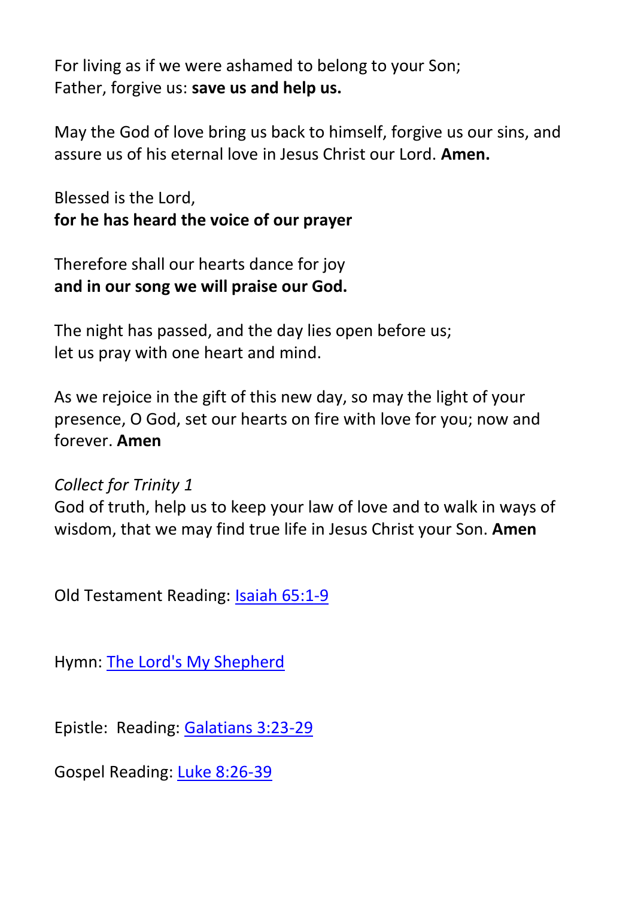For living as if we were ashamed to belong to your Son;
Father, forgive us: **save us and help us.**

May the God of love bring us back to himself, forgive us our sins, and assure us of his eternal love in Jesus Christ our Lord. **Amen.**

Blessed is the Lord,
**for he has heard the voice of our prayer**

Therefore shall our hearts dance for joy
**and in our song we will praise our God.**

The night has passed, and the day lies open before us;
let us pray with one heart and mind.

As we rejoice in the gift of this new day, so may the light of your presence, O God, set our hearts on fire with love for you; now and forever. **Amen**

*Collect for Trinity 1*
God of truth, help us to keep your law of love and to walk in ways of wisdom, that we may find true life in Jesus Christ your Son. **Amen**

Old Testament Reading: Isaiah 65:1-9

Hymn: The Lord's My Shepherd

Epistle: Reading: Galatians 3:23-29

Gospel Reading: Luke 8:26-39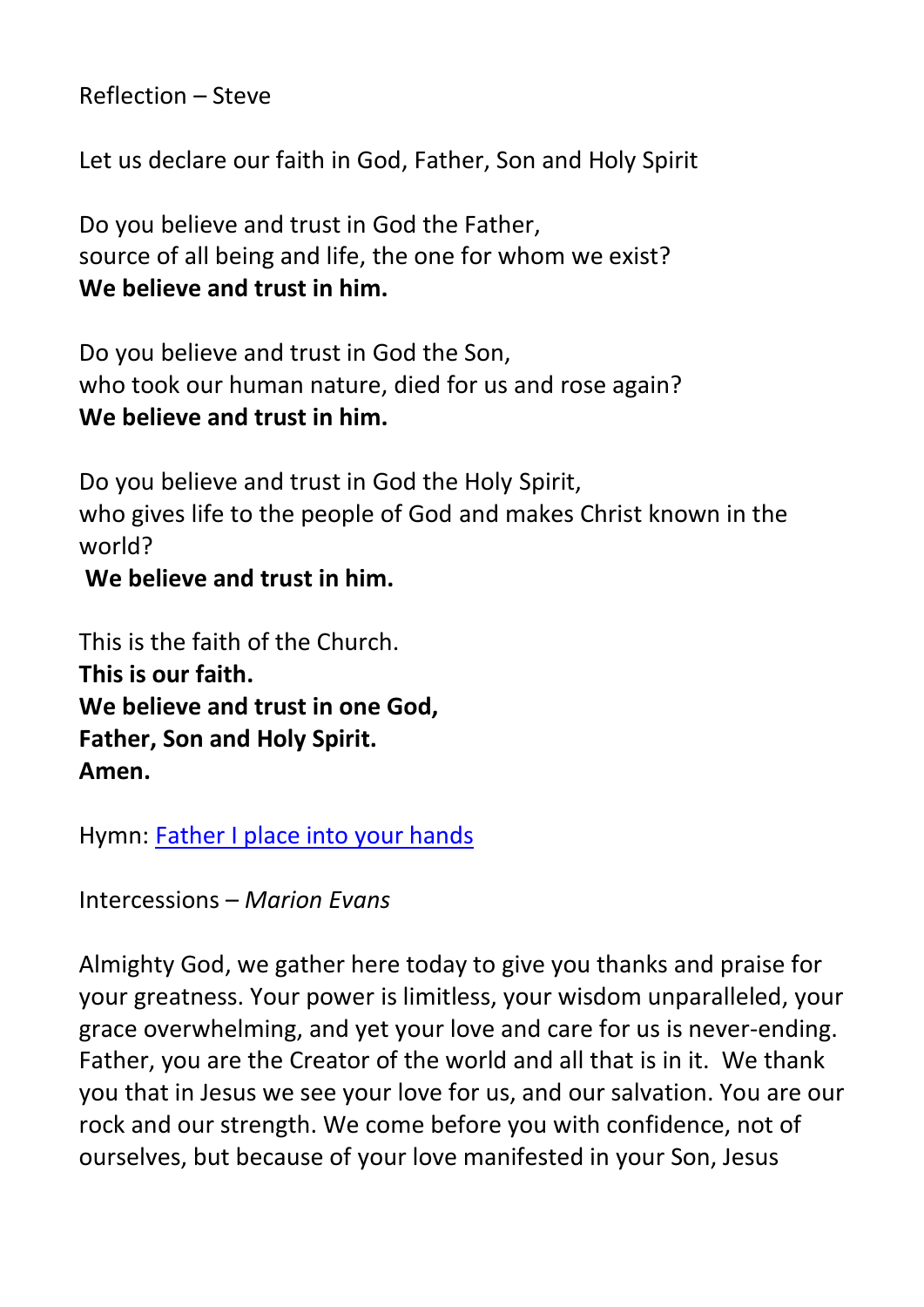Reflection – Steve

Let us declare our faith in God, Father, Son and Holy Spirit

Do you believe and trust in God the Father,
source of all being and life, the one for whom we exist?
**We believe and trust in him.**

Do you believe and trust in God the Son,
who took our human nature, died for us and rose again?
**We believe and trust in him.**

Do you believe and trust in God the Holy Spirit,
who gives life to the people of God and makes Christ known in the world?
**We believe and trust in him.**

This is the faith of the Church.
**This is our faith.**
**We believe and trust in one God,**
**Father, Son and Holy Spirit.**
**Amen.**

Hymn: Father I place into your hands

Intercessions – *Marion Evans*

Almighty God, we gather here today to give you thanks and praise for your greatness. Your power is limitless, your wisdom unparalleled, your grace overwhelming, and yet your love and care for us is never-ending. Father, you are the Creator of the world and all that is in it. We thank you that in Jesus we see your love for us, and our salvation. You are our rock and our strength. We come before you with confidence, not of ourselves, but because of your love manifested in your Son, Jesus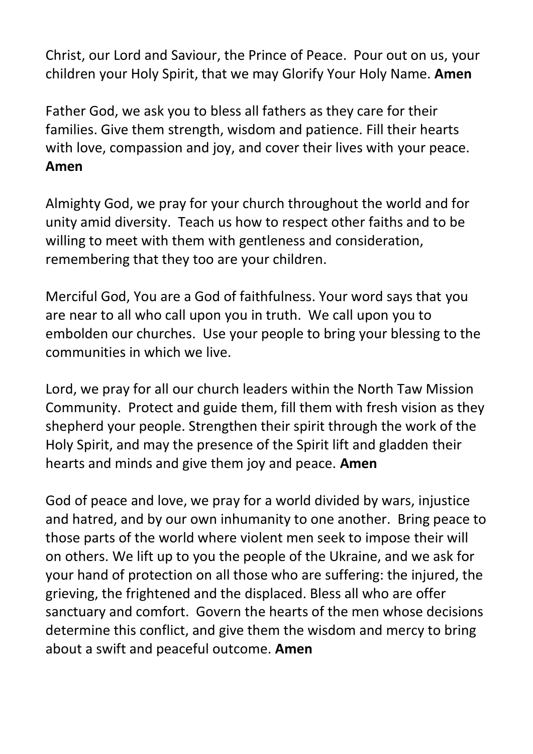Christ, our Lord and Saviour, the Prince of Peace. Pour out on us, your children your Holy Spirit, that we may Glorify Your Holy Name. **Amen**

Father God, we ask you to bless all fathers as they care for their families. Give them strength, wisdom and patience. Fill their hearts with love, compassion and joy, and cover their lives with your peace. **Amen**

Almighty God, we pray for your church throughout the world and for unity amid diversity. Teach us how to respect other faiths and to be willing to meet with them with gentleness and consideration, remembering that they too are your children.

Merciful God, You are a God of faithfulness. Your word says that you are near to all who call upon you in truth. We call upon you to embolden our churches. Use your people to bring your blessing to the communities in which we live.

Lord, we pray for all our church leaders within the North Taw Mission Community. Protect and guide them, fill them with fresh vision as they shepherd your people. Strengthen their spirit through the work of the Holy Spirit, and may the presence of the Spirit lift and gladden their hearts and minds and give them joy and peace. **Amen**

God of peace and love, we pray for a world divided by wars, injustice and hatred, and by our own inhumanity to one another. Bring peace to those parts of the world where violent men seek to impose their will on others. We lift up to you the people of the Ukraine, and we ask for your hand of protection on all those who are suffering: the injured, the grieving, the frightened and the displaced. Bless all who are offer sanctuary and comfort. Govern the hearts of the men whose decisions determine this conflict, and give them the wisdom and mercy to bring about a swift and peaceful outcome. **Amen**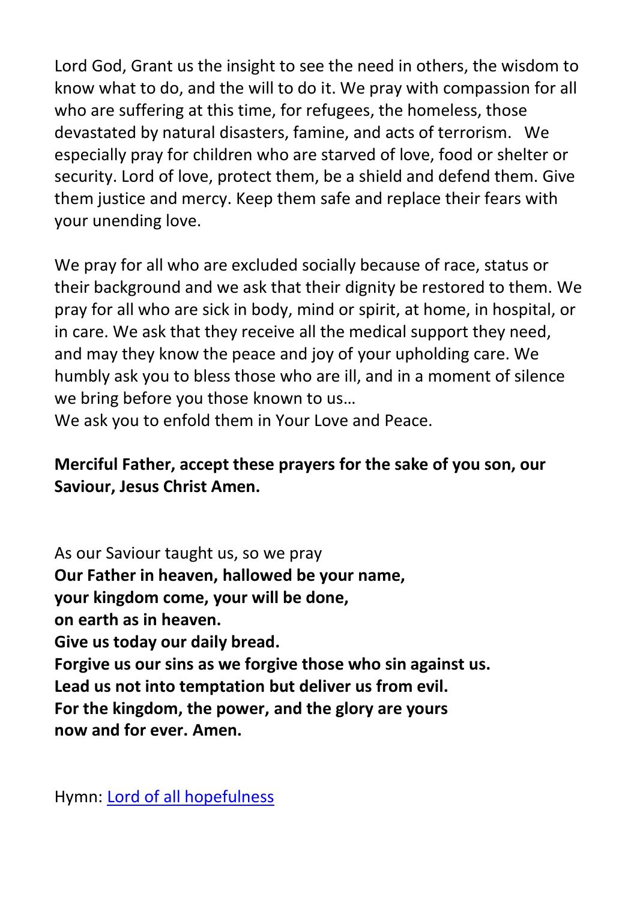Lord God, Grant us the insight to see the need in others, the wisdom to know what to do, and the will to do it. We pray with compassion for all who are suffering at this time, for refugees, the homeless, those devastated by natural disasters, famine, and acts of terrorism. We especially pray for children who are starved of love, food or shelter or security. Lord of love, protect them, be a shield and defend them. Give them justice and mercy. Keep them safe and replace their fears with your unending love.

We pray for all who are excluded socially because of race, status or their background and we ask that their dignity be restored to them. We pray for all who are sick in body, mind or spirit, at home, in hospital, or in care. We ask that they receive all the medical support they need, and may they know the peace and joy of your upholding care. We humbly ask you to bless those who are ill, and in a moment of silence we bring before you those known to us…
We ask you to enfold them in Your Love and Peace.

**Merciful Father, accept these prayers for the sake of you son, our Saviour, Jesus Christ Amen.**

As our Saviour taught us, so we pray
**Our Father in heaven, hallowed be your name,**
**your kingdom come, your will be done,**
**on earth as in heaven.**
**Give us today our daily bread.**
**Forgive us our sins as we forgive those who sin against us.**
**Lead us not into temptation but deliver us from evil.**
**For the kingdom, the power, and the glory are yours**
**now and for ever. Amen.**

Hymn: [Lord of all hopefulness]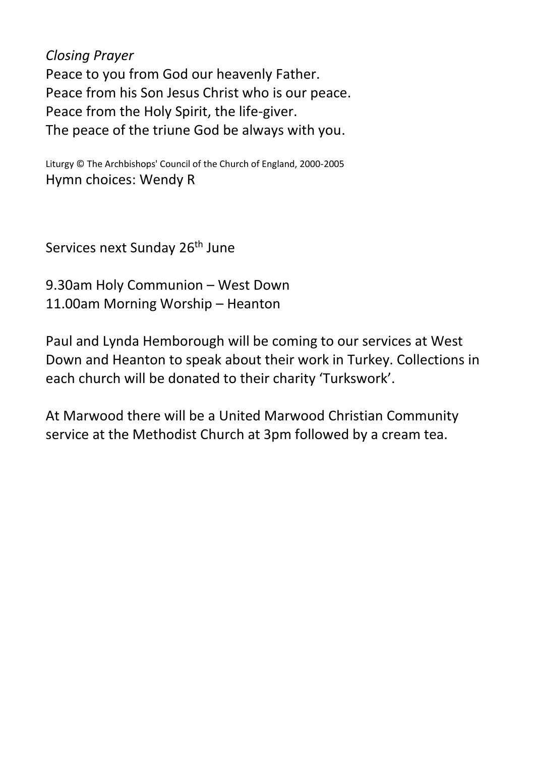*Closing Prayer*

Peace to you from God our heavenly Father.
Peace from his Son Jesus Christ who is our peace.
Peace from the Holy Spirit, the life-giver.
The peace of the triune God be always with you.

Liturgy © The Archbishops' Council of the Church of England, 2000-2005

Hymn choices: Wendy R

Services next Sunday 26th June

9.30am Holy Communion – West Down
11.00am Morning Worship – Heanton

Paul and Lynda Hemborough will be coming to our services at West Down and Heanton to speak about their work in Turkey. Collections in each church will be donated to their charity 'Turkswork'.

At Marwood there will be a United Marwood Christian Community service at the Methodist Church at 3pm followed by a cream tea.